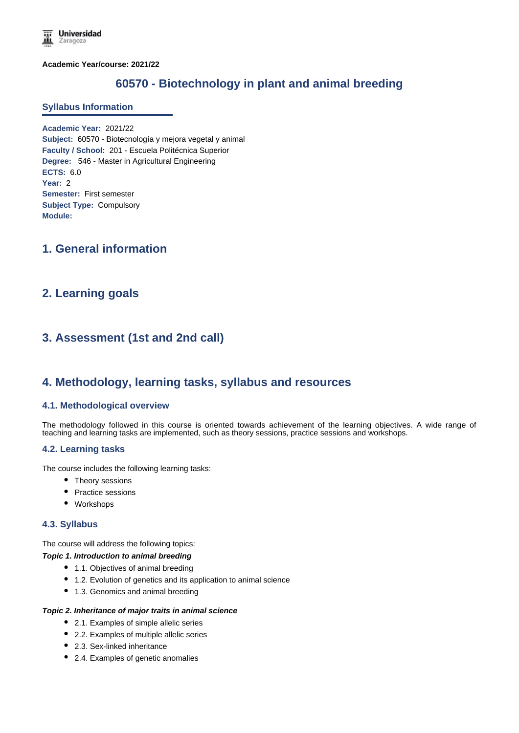**Academic Year/course: 2021/22**

# 60570 - Biotechnology in plant and animal breeding

## Syllabus Information

**Academic Year:** 2021/22
**Subject:** 60570 - Biotecnología y mejora vegetal y animal
**Faculty / School:** 201 - Escuela Politécnica Superior
**Degree:** 546 - Master in Agricultural Engineering
**ECTS:** 6.0
**Year:** 2
**Semester:** First semester
**Subject Type:** Compulsory
**Module:**

## 1. General information

## 2. Learning goals

## 3. Assessment (1st and 2nd call)

## 4. Methodology, learning tasks, syllabus and resources

### 4.1. Methodological overview

The methodology followed in this course is oriented towards achievement of the learning objectives. A wide range of teaching and learning tasks are implemented, such as theory sessions, practice sessions and workshops.

### 4.2. Learning tasks

The course includes the following learning tasks:

- Theory sessions
- Practice sessions
- Workshops

### 4.3. Syllabus

The course will address the following topics:

***Topic 1. Introduction to animal breeding***

- 1.1. Objectives of animal breeding
- 1.2. Evolution of genetics and its application to animal science
- 1.3. Genomics and animal breeding

***Topic 2. Inheritance of major traits in animal science***

- 2.1. Examples of simple allelic series
- 2.2. Examples of multiple allelic series
- 2.3. Sex-linked inheritance
- 2.4. Examples of genetic anomalies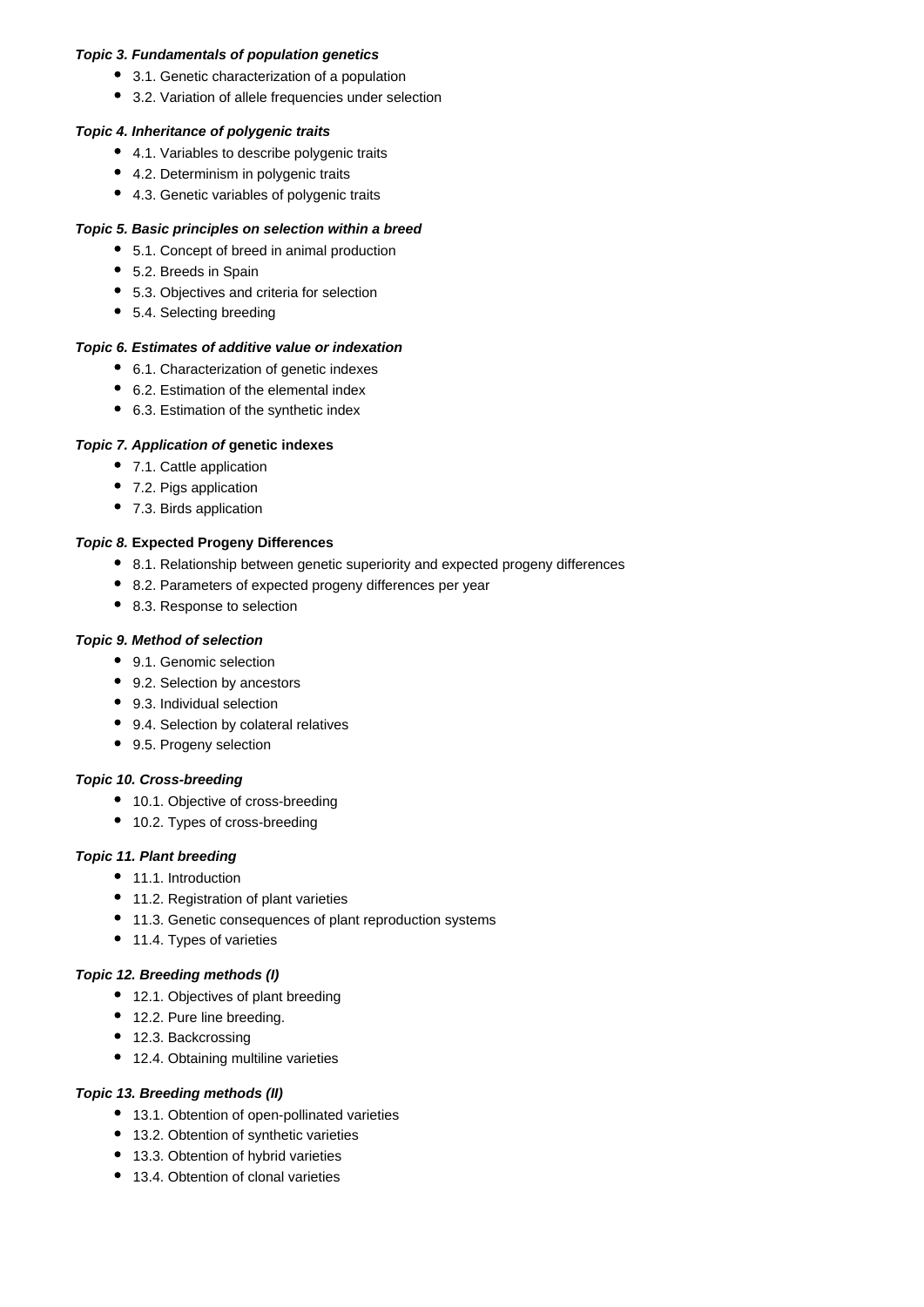***Topic 3. Fundamentals of population genetics***

- 3.1. Genetic characterization of a population
- 3.2. Variation of allele frequencies under selection

***Topic 4. Inheritance of polygenic traits***

- 4.1. Variables to describe polygenic traits
- 4.2. Determinism in polygenic traits
- 4.3. Genetic variables of polygenic traits

***Topic 5. Basic principles on selection within a breed***

- 5.1. Concept of breed in animal production
- 5.2. Breeds in Spain
- 5.3. Objectives and criteria for selection
- 5.4. Selecting breeding

***Topic 6. Estimates of additive value or indexation***

- 6.1. Characterization of genetic indexes
- 6.2. Estimation of the elemental index
- 6.3. Estimation of the synthetic index

***Topic 7. Application of* genetic indexes**

- 7.1. Cattle application
- 7.2. Pigs application
- 7.3. Birds application

***Topic 8.* Expected Progeny Differences**

- 8.1. Relationship between genetic superiority and expected progeny differences
- 8.2. Parameters of expected progeny differences per year
- 8.3. Response to selection

***Topic 9. Method of selection***

- 9.1. Genomic selection
- 9.2. Selection by ancestors
- 9.3. Individual selection
- 9.4. Selection by colateral relatives
- 9.5. Progeny selection

***Topic 10. Cross-breeding***

- 10.1. Objective of cross-breeding
- 10.2. Types of cross-breeding

***Topic 11. Plant breeding***

- 11.1. Introduction
- 11.2. Registration of plant varieties
- 11.3. Genetic consequences of plant reproduction systems
- 11.4. Types of varieties

***Topic 12. Breeding methods (I)***

- 12.1. Objectives of plant breeding
- 12.2. Pure line breeding.
- 12.3. Backcrossing
- 12.4. Obtaining multiline varieties

***Topic 13. Breeding methods (II)***

- 13.1. Obtention of open-pollinated varieties
- 13.2. Obtention of synthetic varieties
- 13.3. Obtention of hybrid varieties
- 13.4. Obtention of clonal varieties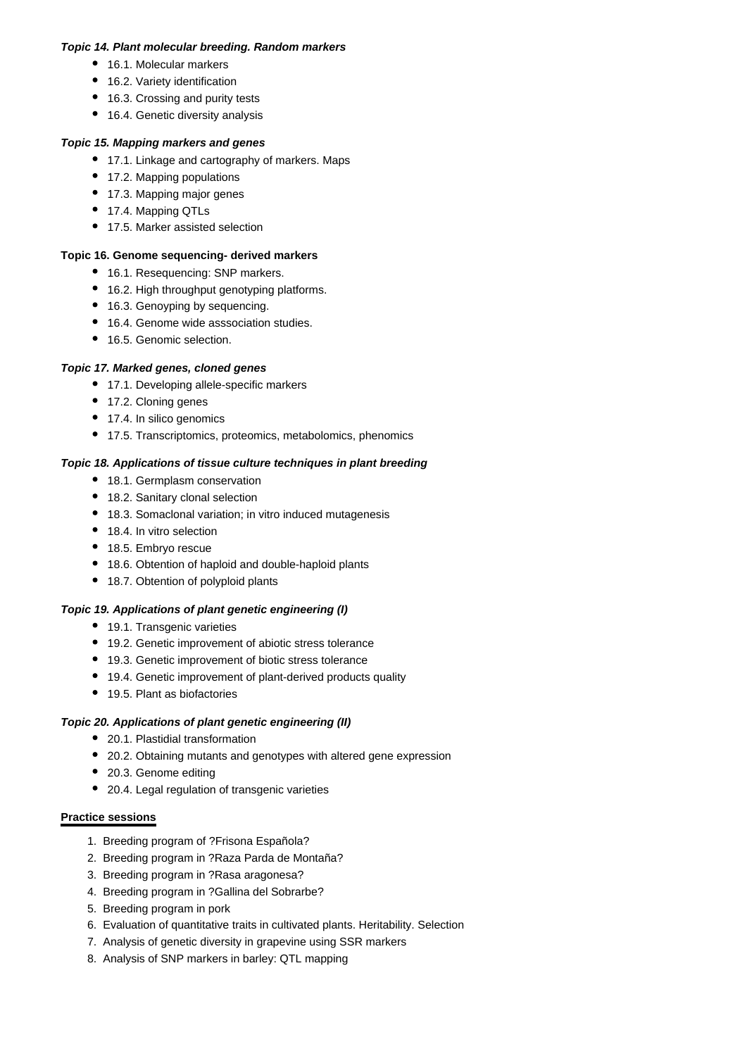#### ***Topic 14. Plant molecular breeding. Random markers***

- 16.1. Molecular markers
- 16.2. Variety identification
- 16.3. Crossing and purity tests
- 16.4. Genetic diversity analysis

#### ***Topic 15. Mapping markers and genes***

- 17.1. Linkage and cartography of markers. Maps
- 17.2. Mapping populations
- 17.3. Mapping major genes
- 17.4. Mapping QTLs
- 17.5. Marker assisted selection

#### **Topic 16. Genome sequencing- derived markers**

- 16.1. Resequencing: SNP markers.
- 16.2. High throughput genotyping platforms.
- 16.3. Genoyping by sequencing.
- 16.4. Genome wide asssociation studies.
- 16.5. Genomic selection.

#### ***Topic 17. Marked genes, cloned genes***

- 17.1. Developing allele-specific markers
- 17.2. Cloning genes
- 17.4. In silico genomics
- 17.5. Transcriptomics, proteomics, metabolomics, phenomics

#### ***Topic 18. Applications of tissue culture techniques in plant breeding***

- 18.1. Germplasm conservation
- 18.2. Sanitary clonal selection
- 18.3. Somaclonal variation; in vitro induced mutagenesis
- 18.4. In vitro selection
- 18.5. Embryo rescue
- 18.6. Obtention of haploid and double-haploid plants
- 18.7. Obtention of polyploid plants

#### ***Topic 19. Applications of plant genetic engineering (I)***

- 19.1. Transgenic varieties
- 19.2. Genetic improvement of abiotic stress tolerance
- 19.3. Genetic improvement of biotic stress tolerance
- 19.4. Genetic improvement of plant-derived products quality
- 19.5. Plant as biofactories

#### ***Topic 20. Applications of plant genetic engineering (II)***

- 20.1. Plastidial transformation
- 20.2. Obtaining mutants and genotypes with altered gene expression
- 20.3. Genome editing
- 20.4. Legal regulation of transgenic varieties

#### **Practice sessions**

1. Breeding program of ?Frisona Española?
2. Breeding program in ?Raza Parda de Montaña?
3. Breeding program in ?Rasa aragonesa?
4. Breeding program in ?Gallina del Sobrarbe?
5. Breeding program in pork
6. Evaluation of quantitative traits in cultivated plants. Heritability. Selection
7. Analysis of genetic diversity in grapevine using SSR markers
8. Analysis of SNP markers in barley: QTL mapping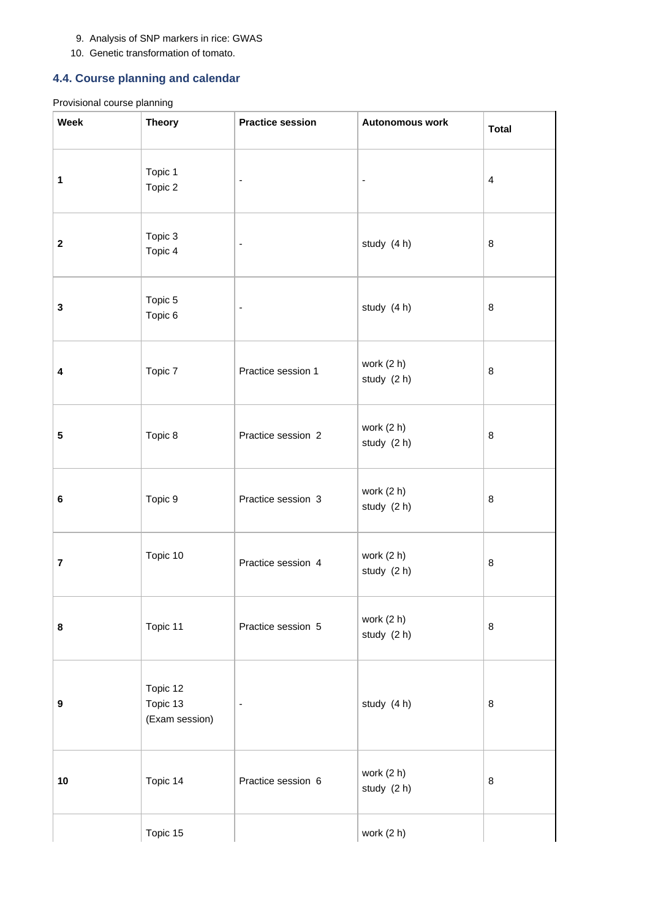9. Analysis of SNP markers in rice: GWAS
10. Genetic transformation of tomato.

### 4.4. Course planning and calendar

Provisional course planning

| Week | Theory | Practice session | Autonomous work | Total |
|---|---|---|---|---|
| 1 | Topic 1<br>Topic 2 | - | - | 4 |
| 2 | Topic 3<br>Topic 4 | - | study (4 h) | 8 |
| 3 | Topic 5<br>Topic 6 | - | study (4 h) | 8 |
| 4 | Topic 7 | Practice session 1 | work (2 h)<br>study (2 h) | 8 |
| 5 | Topic 8 | Practice session 2 | work (2 h)<br>study (2 h) | 8 |
| 6 | Topic 9 | Practice session 3 | work (2 h)<br>study (2 h) | 8 |
| 7 | Topic 10 | Practice session 4 | work (2 h)<br>study (2 h) | 8 |
| 8 | Topic 11 | Practice session 5 | work (2 h)<br>study (2 h) | 8 |
| 9 | Topic 12<br>Topic 13<br>(Exam session) | - | study (4 h) | 8 |
| 10 | Topic 14 | Practice session 6 | work (2 h)<br>study (2 h) | 8 |
| | Topic 15 | | work (2 h) | |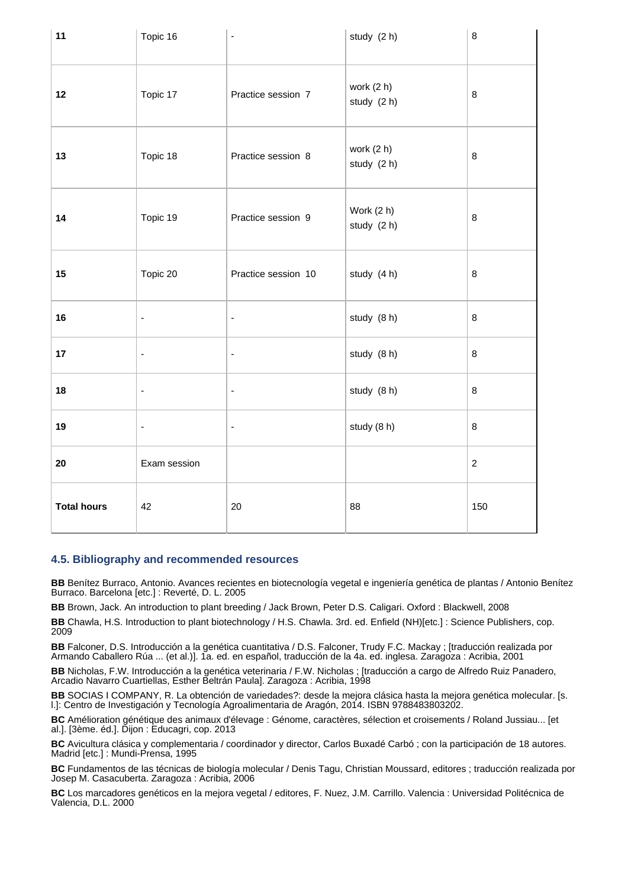| 11 | Topic 16 | - | study (2 h) | 8 |
|---|---|---|---|---|
| 12 | Topic 17 | Practice session 7 | work (2 h)<br>study (2 h) | 8 |
| 13 | Topic 18 | Practice session 8 | work (2 h)<br>study (2 h) | 8 |
| 14 | Topic 19 | Practice session 9 | Work (2 h)<br>study (2 h) | 8 |
| 15 | Topic 20 | Practice session 10 | study (4 h) | 8 |
| 16 | - | - | study (8 h) | 8 |
| 17 | - | - | study (8 h) | 8 |
| 18 | - | - | study (8 h) | 8 |
| 19 | - | - | study (8 h) | 8 |
| 20 | Exam session | | | 2 |
| **Total hours** | 42 | 20 | 88 | 150 |

### 4.5. Bibliography and recommended resources

**BB** Benítez Burraco, Antonio. Avances recientes en biotecnología vegetal e ingeniería genética de plantas / Antonio Benítez Burraco. Barcelona [etc.] : Reverté, D. L. 2005

**BB** Brown, Jack. An introduction to plant breeding / Jack Brown, Peter D.S. Caligari. Oxford : Blackwell, 2008

**BB** Chawla, H.S. Introduction to plant biotechnology / H.S. Chawla. 3rd. ed. Enfield (NH)[etc.] : Science Publishers, cop. 2009

**BB** Falconer, D.S. Introducción a la genética cuantitativa / D.S. Falconer, Trudy F.C. Mackay ; [traducción realizada por Armando Caballero Rúa ... (et al.)]. 1a. ed. en español, traducción de la 4a. ed. inglesa. Zaragoza : Acribia, 2001

**BB** Nicholas, F.W. Introducción a la genética veterinaria / F.W. Nicholas ; [traducción a cargo de Alfredo Ruiz Panadero, Arcadio Navarro Cuartiellas, Esther Beltrán Paula]. Zaragoza : Acribia, 1998

**BB** SOCIAS I COMPANY, R. La obtención de variedades?: desde la mejora clásica hasta la mejora genética molecular. [s. l.]: Centro de Investigación y Tecnología Agroalimentaria de Aragón, 2014. ISBN 9788483803202.

**BC** Amélioration génétique des animaux d'élevage : Génome, caractères, sélection et croisements / Roland Jussiau... [et al.]. [3ème. éd.]. Dijon : Educagri, cop. 2013

**BC** Avicultura clásica y complementaria / coordinador y director, Carlos Buxadé Carbó ; con la participación de 18 autores. Madrid [etc.] : Mundi-Prensa, 1995

**BC** Fundamentos de las técnicas de biología molecular / Denis Tagu, Christian Moussard, editores ; traducción realizada por Josep M. Casacuberta. Zaragoza : Acribia, 2006

**BC** Los marcadores genéticos en la mejora vegetal / editores, F. Nuez, J.M. Carrillo. Valencia : Universidad Politécnica de Valencia, D.L. 2000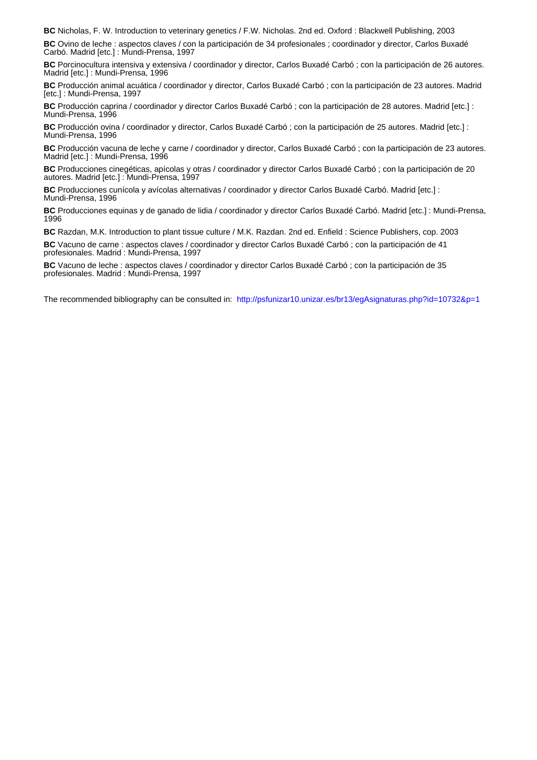**BC** Nicholas, F. W. Introduction to veterinary genetics / F.W. Nicholas. 2nd ed. Oxford : Blackwell Publishing, 2003

**BC** Ovino de leche : aspectos claves / con la participación de 34 profesionales ; coordinador y director, Carlos Buxadé Carbó. Madrid [etc.] : Mundi-Prensa, 1997

**BC** Porcinocultura intensiva y extensiva / coordinador y director, Carlos Buxadé Carbó ; con la participación de 26 autores. Madrid [etc.] : Mundi-Prensa, 1996

**BC** Producción animal acuática / coordinador y director, Carlos Buxadé Carbó ; con la participación de 23 autores. Madrid [etc.] : Mundi-Prensa, 1997

**BC** Producción caprina / coordinador y director Carlos Buxadé Carbó ; con la participación de 28 autores. Madrid [etc.] : Mundi-Prensa, 1996

**BC** Producción ovina / coordinador y director, Carlos Buxadé Carbó ; con la participación de 25 autores. Madrid [etc.] : Mundi-Prensa, 1996

**BC** Producción vacuna de leche y carne / coordinador y director, Carlos Buxadé Carbó ; con la participación de 23 autores. Madrid [etc.] : Mundi-Prensa, 1996

**BC** Producciones cinegéticas, apícolas y otras / coordinador y director Carlos Buxadé Carbó ; con la participación de 20 autores. Madrid [etc.] : Mundi-Prensa, 1997

**BC** Producciones cunícola y avícolas alternativas / coordinador y director Carlos Buxadé Carbó. Madrid [etc.] : Mundi-Prensa, 1996

**BC** Producciones equinas y de ganado de lidia / coordinador y director Carlos Buxadé Carbó. Madrid [etc.] : Mundi-Prensa, 1996

**BC** Razdan, M.K. Introduction to plant tissue culture / M.K. Razdan. 2nd ed. Enfield : Science Publishers, cop. 2003

**BC** Vacuno de carne : aspectos claves / coordinador y director Carlos Buxadé Carbó ; con la participación de 41 profesionales. Madrid : Mundi-Prensa, 1997

**BC** Vacuno de leche : aspectos claves / coordinador y director Carlos Buxadé Carbó ; con la participación de 35 profesionales. Madrid : Mundi-Prensa, 1997

The recommended bibliography can be consulted in: http://psfunizar10.unizar.es/br13/egAsignaturas.php?id=10732&p=1